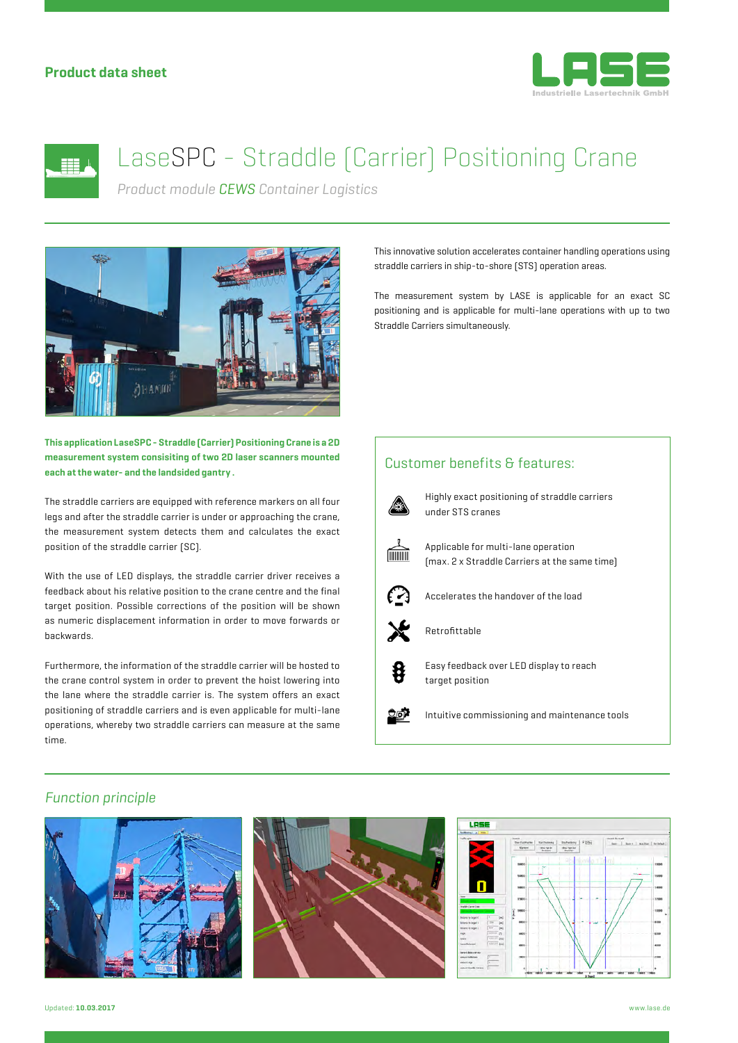**Product data sheet**

# LaseSPC - Straddle (Carrier) Positioning Crane

*Product module CEWS Container Logistics*

This innovative solution accelerates container handling operations using straddle carriers in ship-to-shore (STS) operation areas.

The measurement system by LASE is applicable for an exact SC positioning and is applicable for multi-lane operations with up to two Straddle Carriers simultaneously.

**This application LaseSPC - Straddle (Carrier) Positioning Crane is a 2D measurement system consisiting of two 2D laser scanners mounted each at the water- and the landsided gantry .**

The straddle carriers are equipped with reference markers on all four legs and after the straddle carrier is under or approaching the crane, the measurement system detects them and calculates the exact position of the straddle carrier (SC).

With the use of LED displays, the straddle carrier driver receives a feedback about his relative position to the crane centre and the final target position. Possible corrections of the position will be shown as numeric displacement information in order to move forwards or backwards.

Furthermore, the information of the straddle carrier will be hosted to the crane control system in order to prevent the hoist lowering into the lane where the straddle carrier is. The system offers an exact positioning of straddle carriers and is even applicable for multi-lane operations, whereby two straddle carriers can measure at the same time.

## Customer benefits & features:

- Highly exact positioning of straddle carriers under STS cranes
- Applicable for multi-lane operation (max. 2 x Straddle Carriers at the same time)
- Accelerates the handover of the load
- Retrofittable
- Easy feedback over LED display to reach target position
- Intuitive commissioning and maintenance tools

## *Function principle*

Updated: **10.03.2017**

www.lase.de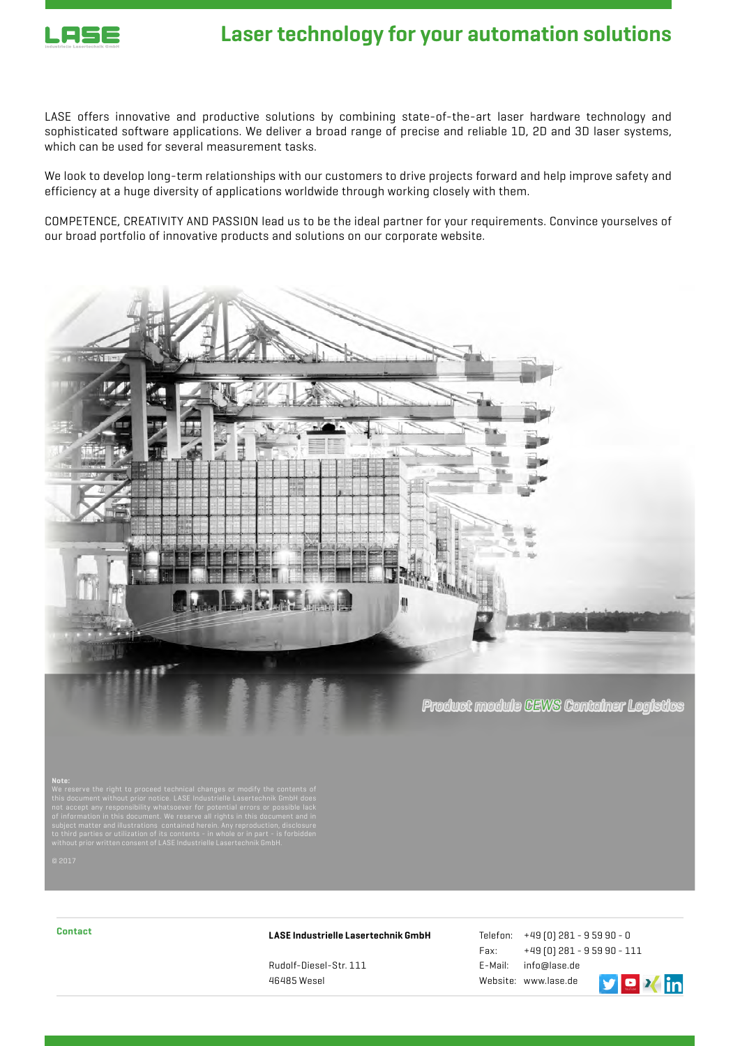## Laser technology for your automation solutions

LASE offers innovative and productive solutions by combining state-of-the-art laser hardware technology and sophisticated software applications. We deliver a broad range of precise and reliable 1D, 2D and 3D laser systems, which can be used for several measurement tasks.

We look to develop long-term relationships with our customers to drive projects forward and help improve safety and efficiency at a huge diversity of applications worldwide through working closely with them.

COMPETENCE, CREATIVITY AND PASSION lead us to be the ideal partner for your requirements. Convince yourselves of our broad portfolio of innovative products and solutions on our corporate website.

*Product module CEWS Container Logistics*

**Note:**
We reserve the right to proceed technical changes or modify the contents of this document without prior notice. LASE Industrielle Lasertechnik GmbH does not accept any responsibility whatsoever for potential errors or possible lack of information in this document. We reserve all rights in this document and in subject matter and illustrations contained herein. Any reproduction, disclosure to third parties or utilization of its contents – in whole or in part – is forbidden without prior written consent of LASE Industrielle Lasertechnik GmbH.

© 2017

**Contact**

**LASE Industrielle Lasertechnik GmbH**

Rudolf-Diesel-Str. 111
46485 Wesel

Telefon: +49 (0) 281 - 9 59 90 - 0
Fax: +49 (0) 281 - 9 59 90 - 111
E-Mail: info@lase.de
Website: www.lase.de